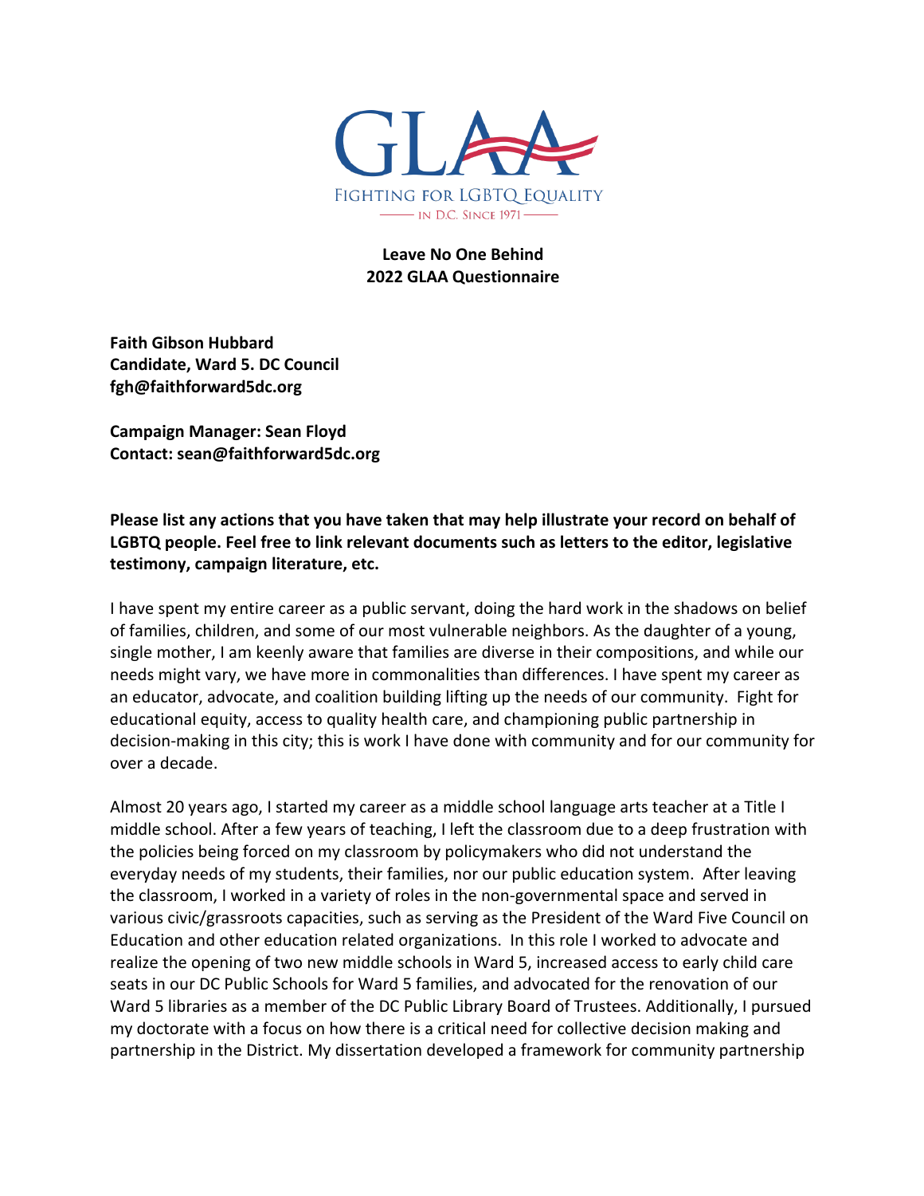GLAA

FIGHTING FOR LGBTQ EQUALITY

IN D.C. SINCE 1971

**Leave No One Behind**
**2022 GLAA Questionnaire**

**Faith Gibson Hubbard**
**Candidate, Ward 5. DC Council**
**fgh@faithforward5dc.org**

**Campaign Manager: Sean Floyd**
**Contact: sean@faithforward5dc.org**

**Please list any actions that you have taken that may help illustrate your record on behalf of LGBTQ people. Feel free to link relevant documents such as letters to the editor, legislative testimony, campaign literature, etc.**

I have spent my entire career as a public servant, doing the hard work in the shadows on belief of families, children, and some of our most vulnerable neighbors. As the daughter of a young, single mother, I am keenly aware that families are diverse in their compositions, and while our needs might vary, we have more in commonalities than differences. I have spent my career as an educator, advocate, and coalition building lifting up the needs of our community. Fight for educational equity, access to quality health care, and championing public partnership in decision-making in this city; this is work I have done with community and for our community for over a decade.

Almost 20 years ago, I started my career as a middle school language arts teacher at a Title I middle school. After a few years of teaching, I left the classroom due to a deep frustration with the policies being forced on my classroom by policymakers who did not understand the everyday needs of my students, their families, nor our public education system. After leaving the classroom, I worked in a variety of roles in the non-governmental space and served in various civic/grassroots capacities, such as serving as the President of the Ward Five Council on Education and other education related organizations. In this role I worked to advocate and realize the opening of two new middle schools in Ward 5, increased access to early child care seats in our DC Public Schools for Ward 5 families, and advocated for the renovation of our Ward 5 libraries as a member of the DC Public Library Board of Trustees. Additionally, I pursued my doctorate with a focus on how there is a critical need for collective decision making and partnership in the District. My dissertation developed a framework for community partnership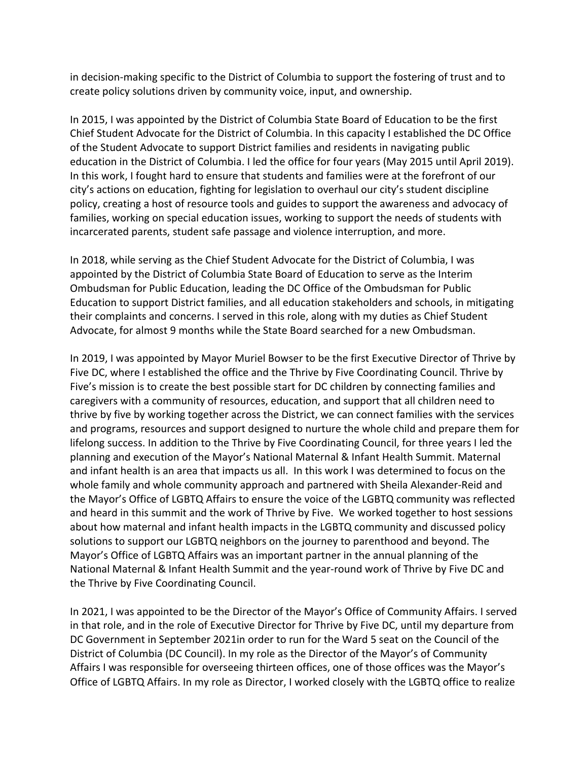in decision-making specific to the District of Columbia to support the fostering of trust and to create policy solutions driven by community voice, input, and ownership.

In 2015, I was appointed by the District of Columbia State Board of Education to be the first Chief Student Advocate for the District of Columbia. In this capacity I established the DC Office of the Student Advocate to support District families and residents in navigating public education in the District of Columbia. I led the office for four years (May 2015 until April 2019). In this work, I fought hard to ensure that students and families were at the forefront of our city's actions on education, fighting for legislation to overhaul our city's student discipline policy, creating a host of resource tools and guides to support the awareness and advocacy of families, working on special education issues, working to support the needs of students with incarcerated parents, student safe passage and violence interruption, and more.

In 2018, while serving as the Chief Student Advocate for the District of Columbia, I was appointed by the District of Columbia State Board of Education to serve as the Interim Ombudsman for Public Education, leading the DC Office of the Ombudsman for Public Education to support District families, and all education stakeholders and schools, in mitigating their complaints and concerns. I served in this role, along with my duties as Chief Student Advocate, for almost 9 months while the State Board searched for a new Ombudsman.

In 2019, I was appointed by Mayor Muriel Bowser to be the first Executive Director of Thrive by Five DC, where I established the office and the Thrive by Five Coordinating Council. Thrive by Five's mission is to create the best possible start for DC children by connecting families and caregivers with a community of resources, education, and support that all children need to thrive by five by working together across the District, we can connect families with the services and programs, resources and support designed to nurture the whole child and prepare them for lifelong success. In addition to the Thrive by Five Coordinating Council, for three years I led the planning and execution of the Mayor's National Maternal & Infant Health Summit. Maternal and infant health is an area that impacts us all. In this work I was determined to focus on the whole family and whole community approach and partnered with Sheila Alexander-Reid and the Mayor's Office of LGBTQ Affairs to ensure the voice of the LGBTQ community was reflected and heard in this summit and the work of Thrive by Five. We worked together to host sessions about how maternal and infant health impacts in the LGBTQ community and discussed policy solutions to support our LGBTQ neighbors on the journey to parenthood and beyond. The Mayor's Office of LGBTQ Affairs was an important partner in the annual planning of the National Maternal & Infant Health Summit and the year-round work of Thrive by Five DC and the Thrive by Five Coordinating Council.

In 2021, I was appointed to be the Director of the Mayor's Office of Community Affairs. I served in that role, and in the role of Executive Director for Thrive by Five DC, until my departure from DC Government in September 2021in order to run for the Ward 5 seat on the Council of the District of Columbia (DC Council). In my role as the Director of the Mayor's of Community Affairs I was responsible for overseeing thirteen offices, one of those offices was the Mayor's Office of LGBTQ Affairs. In my role as Director, I worked closely with the LGBTQ office to realize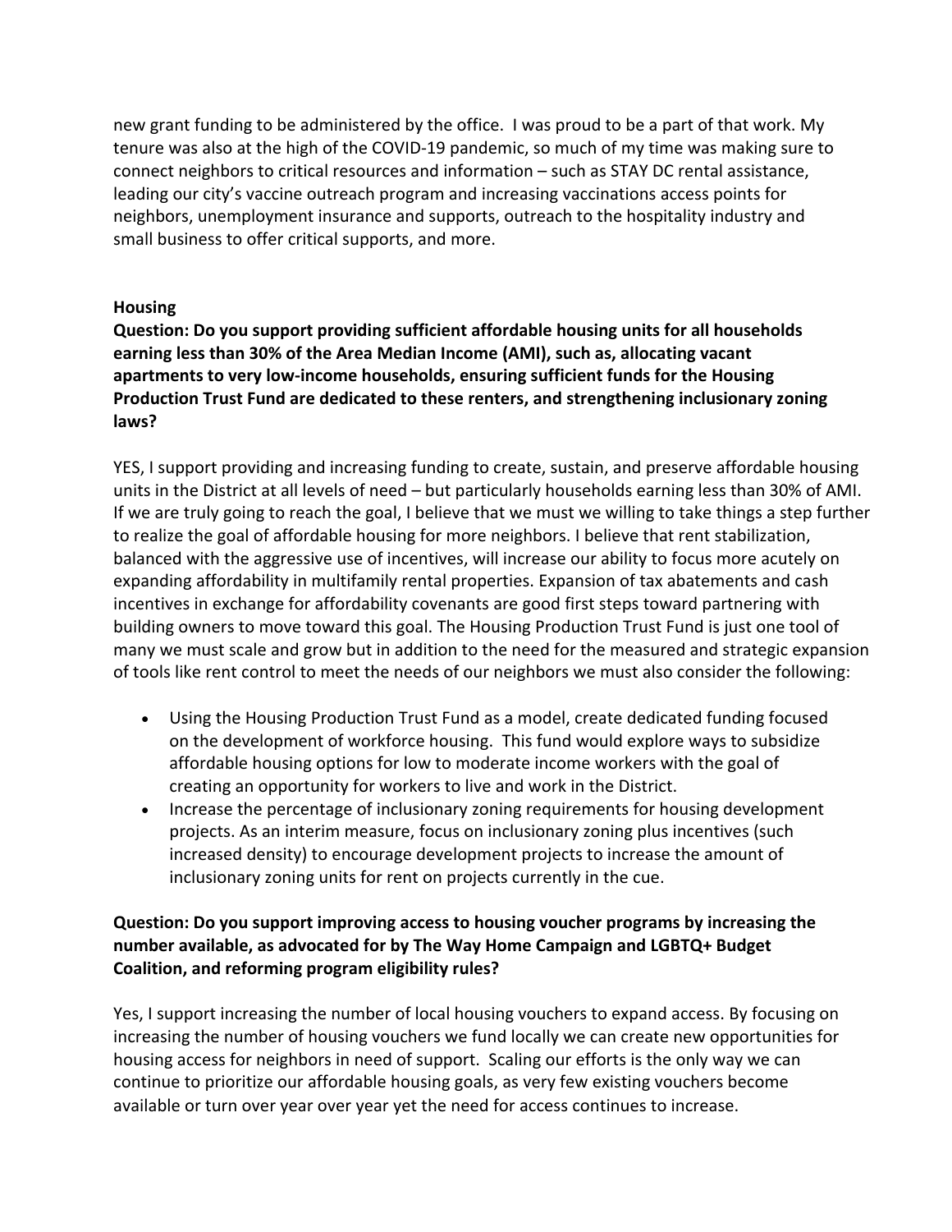new grant funding to be administered by the office. I was proud to be a part of that work. My tenure was also at the high of the COVID-19 pandemic, so much of my time was making sure to connect neighbors to critical resources and information – such as STAY DC rental assistance, leading our city's vaccine outreach program and increasing vaccinations access points for neighbors, unemployment insurance and supports, outreach to the hospitality industry and small business to offer critical supports, and more.

**Housing**

**Question: Do you support providing sufficient affordable housing units for all households earning less than 30% of the Area Median Income (AMI), such as, allocating vacant apartments to very low-income households, ensuring sufficient funds for the Housing Production Trust Fund are dedicated to these renters, and strengthening inclusionary zoning laws?**

YES, I support providing and increasing funding to create, sustain, and preserve affordable housing units in the District at all levels of need – but particularly households earning less than 30% of AMI. If we are truly going to reach the goal, I believe that we must we willing to take things a step further to realize the goal of affordable housing for more neighbors. I believe that rent stabilization, balanced with the aggressive use of incentives, will increase our ability to focus more acutely on expanding affordability in multifamily rental properties. Expansion of tax abatements and cash incentives in exchange for affordability covenants are good first steps toward partnering with building owners to move toward this goal. The Housing Production Trust Fund is just one tool of many we must scale and grow but in addition to the need for the measured and strategic expansion of tools like rent control to meet the needs of our neighbors we must also consider the following:

- Using the Housing Production Trust Fund as a model, create dedicated funding focused on the development of workforce housing. This fund would explore ways to subsidize affordable housing options for low to moderate income workers with the goal of creating an opportunity for workers to live and work in the District.
- Increase the percentage of inclusionary zoning requirements for housing development projects. As an interim measure, focus on inclusionary zoning plus incentives (such increased density) to encourage development projects to increase the amount of inclusionary zoning units for rent on projects currently in the cue.

**Question: Do you support improving access to housing voucher programs by increasing the number available, as advocated for by The Way Home Campaign and LGBTQ+ Budget Coalition, and reforming program eligibility rules?**

Yes, I support increasing the number of local housing vouchers to expand access. By focusing on increasing the number of housing vouchers we fund locally we can create new opportunities for housing access for neighbors in need of support. Scaling our efforts is the only way we can continue to prioritize our affordable housing goals, as very few existing vouchers become available or turn over year over year yet the need for access continues to increase.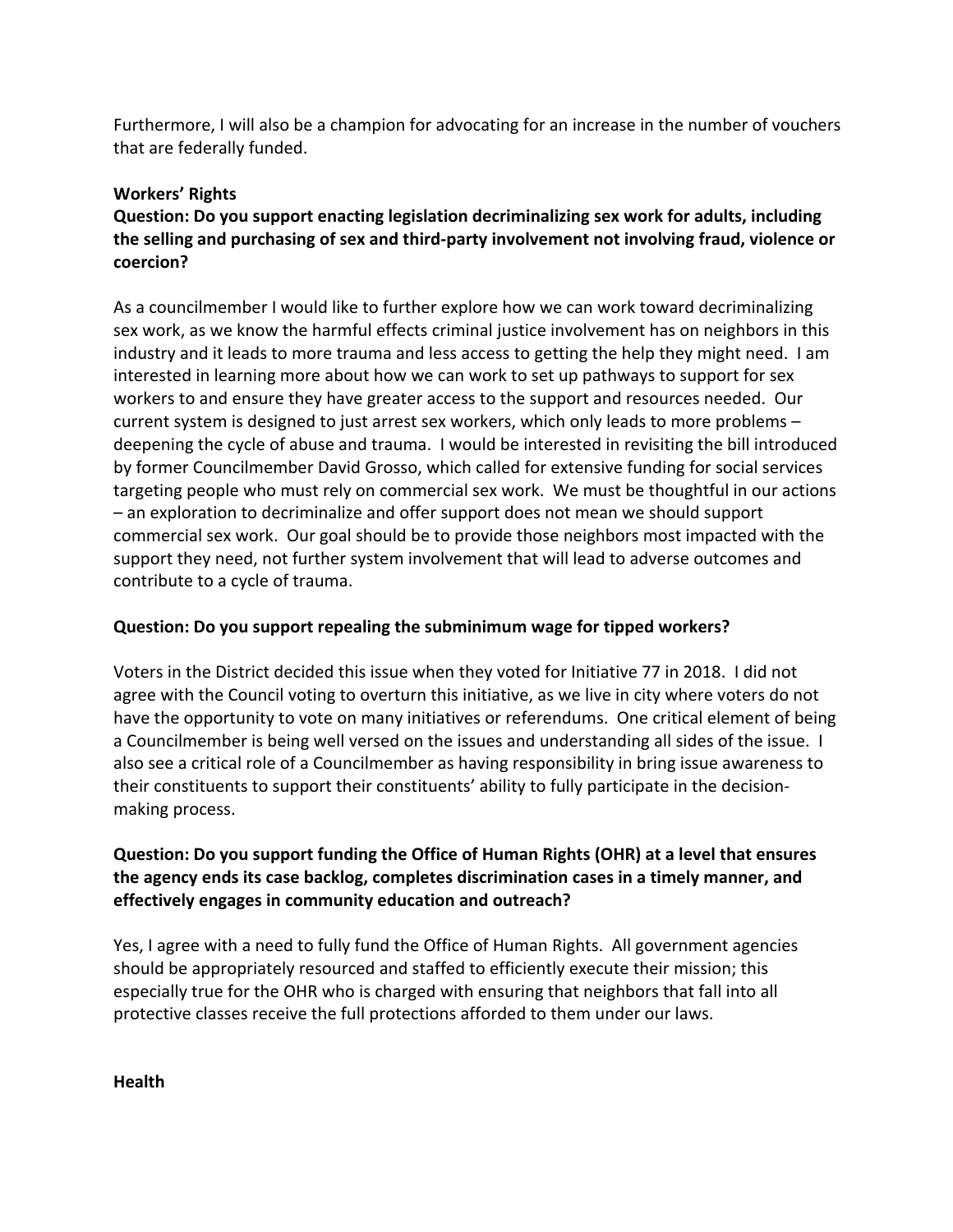Furthermore, I will also be a champion for advocating for an increase in the number of vouchers that are federally funded.

**Workers' Rights**

**Question: Do you support enacting legislation decriminalizing sex work for adults, including the selling and purchasing of sex and third-party involvement not involving fraud, violence or coercion?**

As a councilmember I would like to further explore how we can work toward decriminalizing sex work, as we know the harmful effects criminal justice involvement has on neighbors in this industry and it leads to more trauma and less access to getting the help they might need. I am interested in learning more about how we can work to set up pathways to support for sex workers to and ensure they have greater access to the support and resources needed. Our current system is designed to just arrest sex workers, which only leads to more problems – deepening the cycle of abuse and trauma. I would be interested in revisiting the bill introduced by former Councilmember David Grosso, which called for extensive funding for social services targeting people who must rely on commercial sex work. We must be thoughtful in our actions – an exploration to decriminalize and offer support does not mean we should support commercial sex work. Our goal should be to provide those neighbors most impacted with the support they need, not further system involvement that will lead to adverse outcomes and contribute to a cycle of trauma.

**Question: Do you support repealing the subminimum wage for tipped workers?**

Voters in the District decided this issue when they voted for Initiative 77 in 2018. I did not agree with the Council voting to overturn this initiative, as we live in city where voters do not have the opportunity to vote on many initiatives or referendums. One critical element of being a Councilmember is being well versed on the issues and understanding all sides of the issue. I also see a critical role of a Councilmember as having responsibility in bring issue awareness to their constituents to support their constituents' ability to fully participate in the decision-making process.

**Question: Do you support funding the Office of Human Rights (OHR) at a level that ensures the agency ends its case backlog, completes discrimination cases in a timely manner, and effectively engages in community education and outreach?**

Yes, I agree with a need to fully fund the Office of Human Rights. All government agencies should be appropriately resourced and staffed to efficiently execute their mission; this especially true for the OHR who is charged with ensuring that neighbors that fall into all protective classes receive the full protections afforded to them under our laws.

**Health**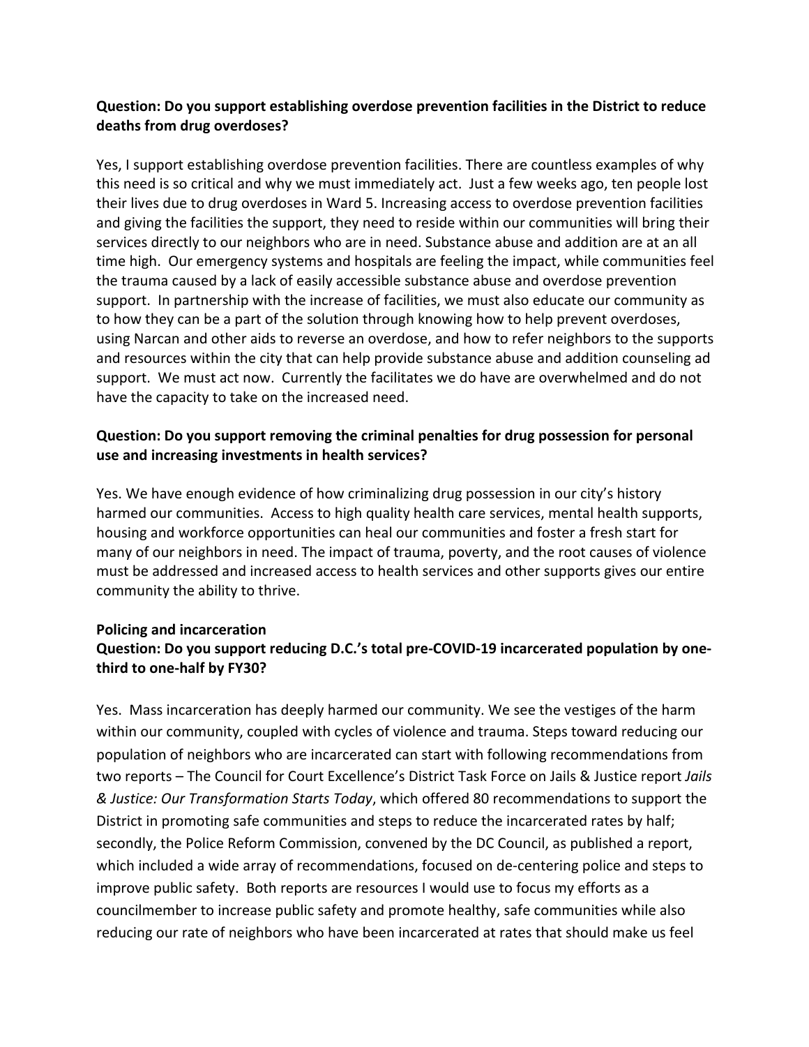**Question: Do you support establishing overdose prevention facilities in the District to reduce deaths from drug overdoses?**

Yes, I support establishing overdose prevention facilities. There are countless examples of why this need is so critical and why we must immediately act. Just a few weeks ago, ten people lost their lives due to drug overdoses in Ward 5. Increasing access to overdose prevention facilities and giving the facilities the support, they need to reside within our communities will bring their services directly to our neighbors who are in need. Substance abuse and addition are at an all time high. Our emergency systems and hospitals are feeling the impact, while communities feel the trauma caused by a lack of easily accessible substance abuse and overdose prevention support. In partnership with the increase of facilities, we must also educate our community as to how they can be a part of the solution through knowing how to help prevent overdoses, using Narcan and other aids to reverse an overdose, and how to refer neighbors to the supports and resources within the city that can help provide substance abuse and addition counseling ad support. We must act now. Currently the facilitates we do have are overwhelmed and do not have the capacity to take on the increased need.

**Question: Do you support removing the criminal penalties for drug possession for personal use and increasing investments in health services?**

Yes. We have enough evidence of how criminalizing drug possession in our city's history harmed our communities. Access to high quality health care services, mental health supports, housing and workforce opportunities can heal our communities and foster a fresh start for many of our neighbors in need. The impact of trauma, poverty, and the root causes of violence must be addressed and increased access to health services and other supports gives our entire community the ability to thrive.

**Policing and incarceration**

**Question: Do you support reducing D.C.'s total pre-COVID-19 incarcerated population by one-third to one-half by FY30?**

Yes. Mass incarceration has deeply harmed our community. We see the vestiges of the harm within our community, coupled with cycles of violence and trauma. Steps toward reducing our population of neighbors who are incarcerated can start with following recommendations from two reports – The Council for Court Excellence's District Task Force on Jails & Justice report *Jails & Justice: Our Transformation Starts Today*, which offered 80 recommendations to support the District in promoting safe communities and steps to reduce the incarcerated rates by half; secondly, the Police Reform Commission, convened by the DC Council, as published a report, which included a wide array of recommendations, focused on de-centering police and steps to improve public safety. Both reports are resources I would use to focus my efforts as a councilmember to increase public safety and promote healthy, safe communities while also reducing our rate of neighbors who have been incarcerated at rates that should make us feel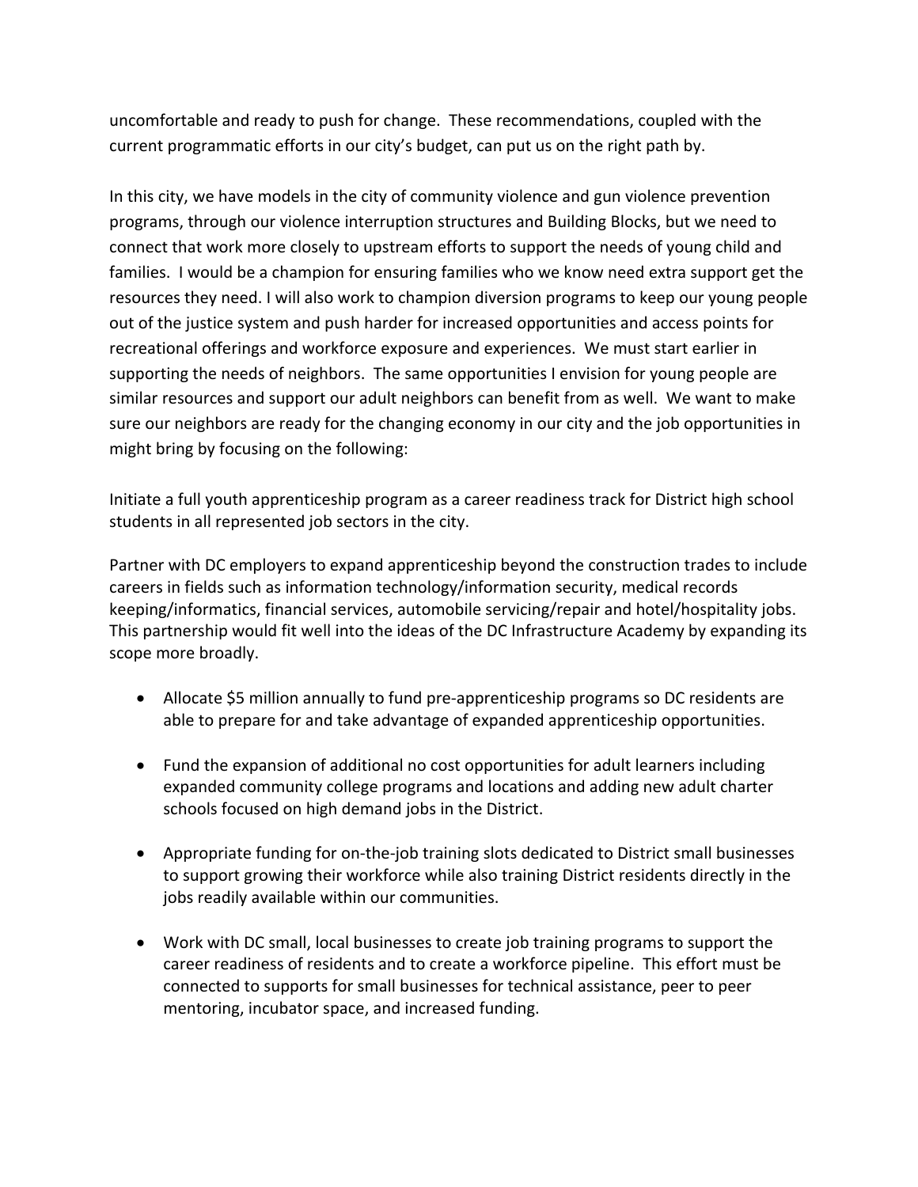uncomfortable and ready to push for change. These recommendations, coupled with the current programmatic efforts in our city's budget, can put us on the right path by.

In this city, we have models in the city of community violence and gun violence prevention programs, through our violence interruption structures and Building Blocks, but we need to connect that work more closely to upstream efforts to support the needs of young child and families. I would be a champion for ensuring families who we know need extra support get the resources they need. I will also work to champion diversion programs to keep our young people out of the justice system and push harder for increased opportunities and access points for recreational offerings and workforce exposure and experiences. We must start earlier in supporting the needs of neighbors. The same opportunities I envision for young people are similar resources and support our adult neighbors can benefit from as well. We want to make sure our neighbors are ready for the changing economy in our city and the job opportunities in might bring by focusing on the following:

Initiate a full youth apprenticeship program as a career readiness track for District high school students in all represented job sectors in the city.

Partner with DC employers to expand apprenticeship beyond the construction trades to include careers in fields such as information technology/information security, medical records keeping/informatics, financial services, automobile servicing/repair and hotel/hospitality jobs. This partnership would fit well into the ideas of the DC Infrastructure Academy by expanding its scope more broadly.

- Allocate $5 million annually to fund pre-apprenticeship programs so DC residents are able to prepare for and take advantage of expanded apprenticeship opportunities.

- Fund the expansion of additional no cost opportunities for adult learners including expanded community college programs and locations and adding new adult charter schools focused on high demand jobs in the District.

- Appropriate funding for on-the-job training slots dedicated to District small businesses to support growing their workforce while also training District residents directly in the jobs readily available within our communities.

- Work with DC small, local businesses to create job training programs to support the career readiness of residents and to create a workforce pipeline. This effort must be connected to supports for small businesses for technical assistance, peer to peer mentoring, incubator space, and increased funding.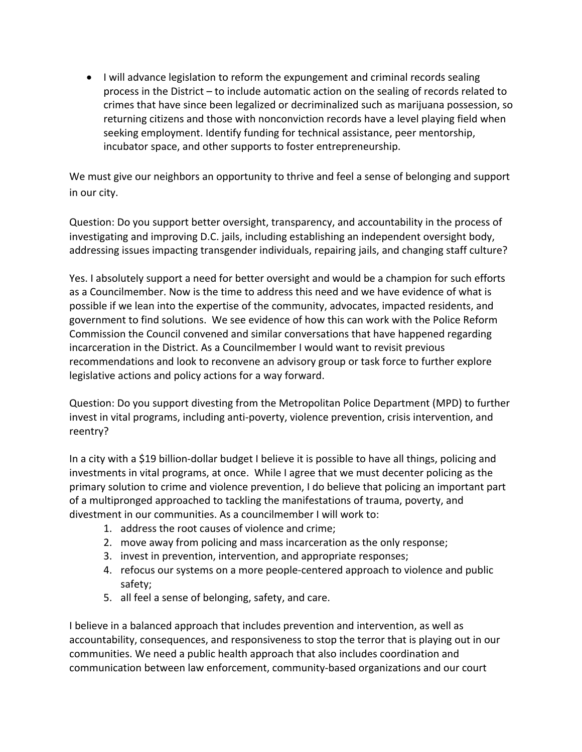- I will advance legislation to reform the expungement and criminal records sealing process in the District – to include automatic action on the sealing of records related to crimes that have since been legalized or decriminalized such as marijuana possession, so returning citizens and those with nonconviction records have a level playing field when seeking employment. Identify funding for technical assistance, peer mentorship, incubator space, and other supports to foster entrepreneurship.

We must give our neighbors an opportunity to thrive and feel a sense of belonging and support in our city.

Question: Do you support better oversight, transparency, and accountability in the process of investigating and improving D.C. jails, including establishing an independent oversight body, addressing issues impacting transgender individuals, repairing jails, and changing staff culture?

Yes. I absolutely support a need for better oversight and would be a champion for such efforts as a Councilmember. Now is the time to address this need and we have evidence of what is possible if we lean into the expertise of the community, advocates, impacted residents, and government to find solutions. We see evidence of how this can work with the Police Reform Commission the Council convened and similar conversations that have happened regarding incarceration in the District. As a Councilmember I would want to revisit previous recommendations and look to reconvene an advisory group or task force to further explore legislative actions and policy actions for a way forward.

Question: Do you support divesting from the Metropolitan Police Department (MPD) to further invest in vital programs, including anti-poverty, violence prevention, crisis intervention, and reentry?

In a city with a $19 billion-dollar budget I believe it is possible to have all things, policing and investments in vital programs, at once. While I agree that we must decenter policing as the primary solution to crime and violence prevention, I do believe that policing an important part of a multipronged approached to tackling the manifestations of trauma, poverty, and divestment in our communities. As a councilmember I will work to:

1. address the root causes of violence and crime;
2. move away from policing and mass incarceration as the only response;
3. invest in prevention, intervention, and appropriate responses;
4. refocus our systems on a more people-centered approach to violence and public safety;
5. all feel a sense of belonging, safety, and care.

I believe in a balanced approach that includes prevention and intervention, as well as accountability, consequences, and responsiveness to stop the terror that is playing out in our communities. We need a public health approach that also includes coordination and communication between law enforcement, community-based organizations and our court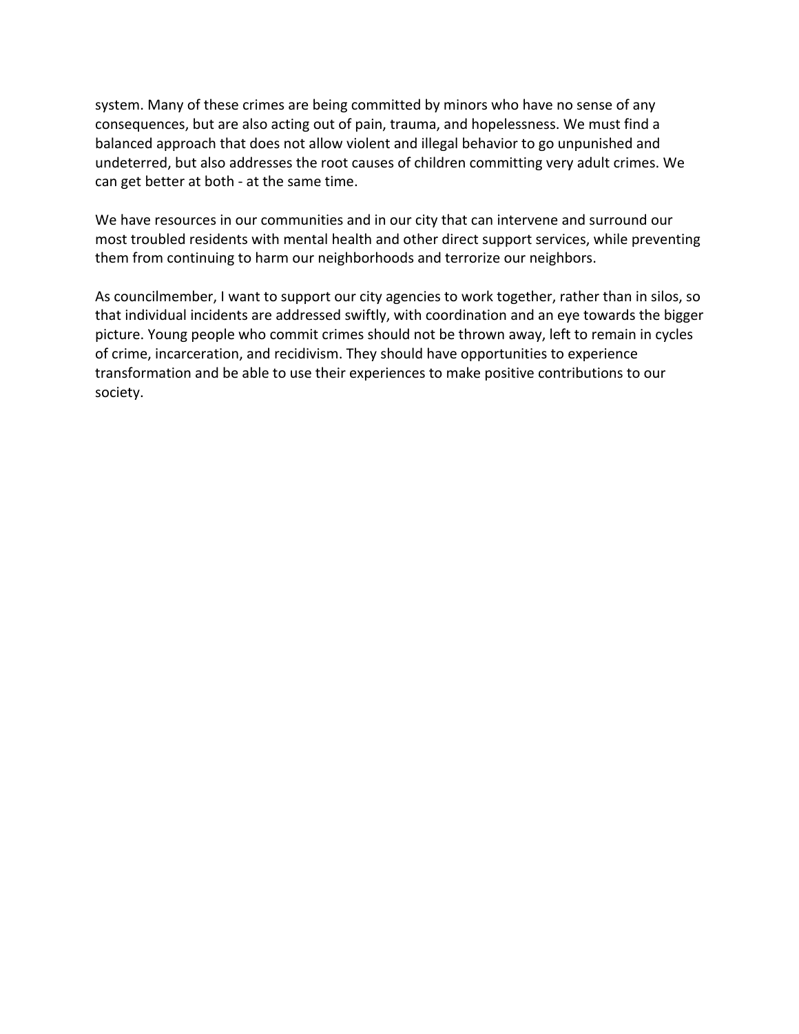system. Many of these crimes are being committed by minors who have no sense of any consequences, but are also acting out of pain, trauma, and hopelessness. We must find a balanced approach that does not allow violent and illegal behavior to go unpunished and undeterred, but also addresses the root causes of children committing very adult crimes. We can get better at both - at the same time.

We have resources in our communities and in our city that can intervene and surround our most troubled residents with mental health and other direct support services, while preventing them from continuing to harm our neighborhoods and terrorize our neighbors.

As councilmember, I want to support our city agencies to work together, rather than in silos, so that individual incidents are addressed swiftly, with coordination and an eye towards the bigger picture. Young people who commit crimes should not be thrown away, left to remain in cycles of crime, incarceration, and recidivism. They should have opportunities to experience transformation and be able to use their experiences to make positive contributions to our society.